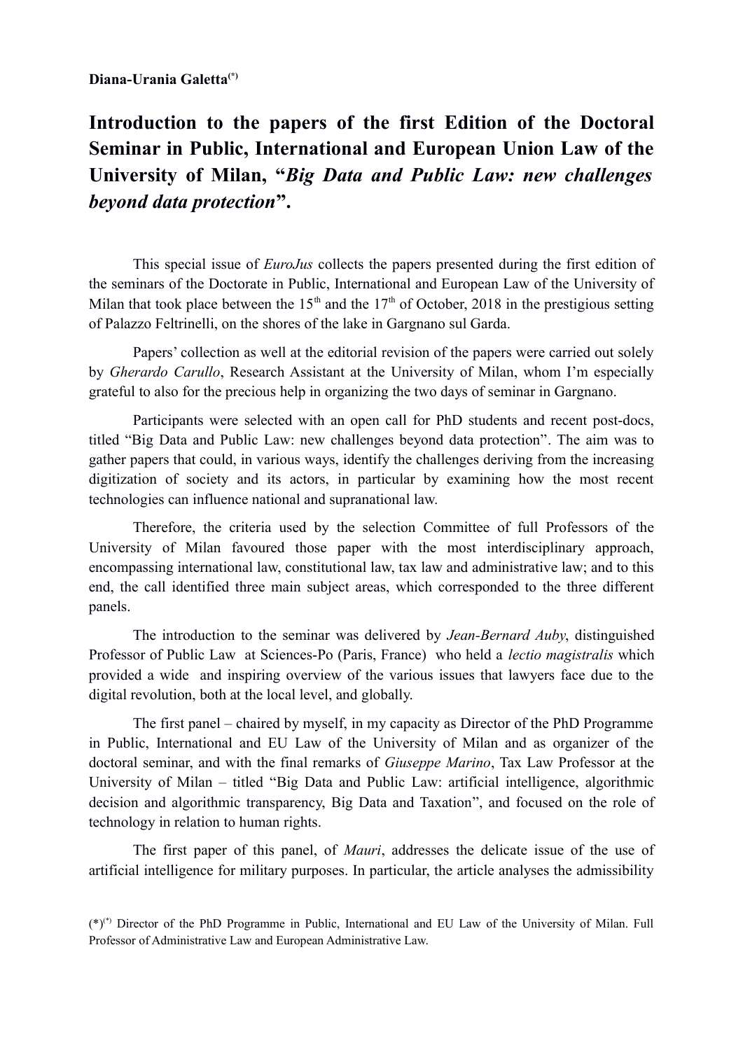**Diana-Urania Galetta**[(*)]

# Introduction to the papers of the first Edition of the Doctoral Seminar in Public, International and European Union Law of the University of Milan, "*Big Data and Public Law: new challenges beyond data protection*".

This special issue of *EuroJus* collects the papers presented during the first edition of the seminars of the Doctorate in Public, International and European Law of the University of Milan that took place between the 15th and the 17th of October, 2018 in the prestigious setting of Palazzo Feltrinelli, on the shores of the lake in Gargnano sul Garda.

Papers' collection as well at the editorial revision of the papers were carried out solely by *Gherardo Carullo*, Research Assistant at the University of Milan, whom I'm especially grateful to also for the precious help in organizing the two days of seminar in Gargnano.

Participants were selected with an open call for PhD students and recent post-docs, titled "Big Data and Public Law: new challenges beyond data protection". The aim was to gather papers that could, in various ways, identify the challenges deriving from the increasing digitization of society and its actors, in particular by examining how the most recent technologies can influence national and supranational law.

Therefore, the criteria used by the selection Committee of full Professors of the University of Milan favoured those paper with the most interdisciplinary approach, encompassing international law, constitutional law, tax law and administrative law; and to this end, the call identified three main subject areas, which corresponded to the three different panels.

The introduction to the seminar was delivered by *Jean-Bernard Auby*, distinguished Professor of Public Law at Sciences-Po (Paris, France) who held a *lectio magistralis* which provided a wide and inspiring overview of the various issues that lawyers face due to the digital revolution, both at the local level, and globally.

The first panel – chaired by myself, in my capacity as Director of the PhD Programme in Public, International and EU Law of the University of Milan and as organizer of the doctoral seminar, and with the final remarks of *Giuseppe Marino*, Tax Law Professor at the University of Milan – titled "Big Data and Public Law: artificial intelligence, algorithmic decision and algorithmic transparency, Big Data and Taxation", and focused on the role of technology in relation to human rights.

The first paper of this panel, of *Mauri*, addresses the delicate issue of the use of artificial intelligence for military purposes. In particular, the article analyses the admissibility

(*)[(*)] Director of the PhD Programme in Public, International and EU Law of the University of Milan. Full Professor of Administrative Law and European Administrative Law.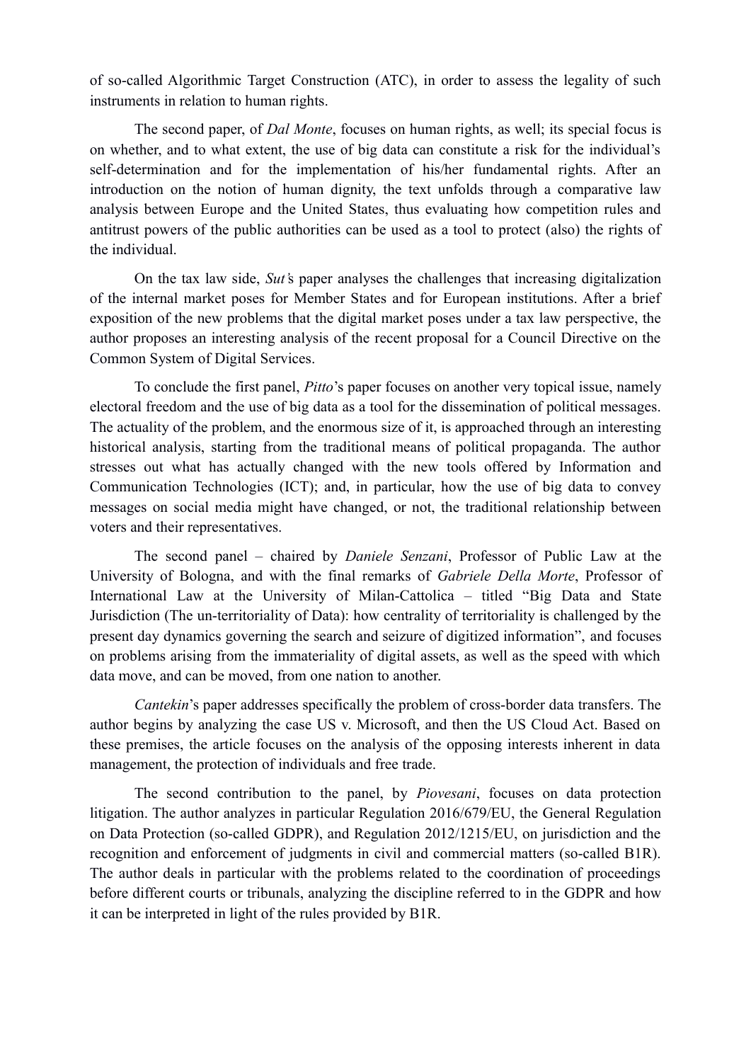of so-called Algorithmic Target Construction (ATC), in order to assess the legality of such instruments in relation to human rights.

The second paper, of *Dal Monte*, focuses on human rights, as well; its special focus is on whether, and to what extent, the use of big data can constitute a risk for the individual's self-determination and for the implementation of his/her fundamental rights. After an introduction on the notion of human dignity, the text unfolds through a comparative law analysis between Europe and the United States, thus evaluating how competition rules and antitrust powers of the public authorities can be used as a tool to protect (also) the rights of the individual.

On the tax law side, *Sut'*s paper analyses the challenges that increasing digitalization of the internal market poses for Member States and for European institutions. After a brief exposition of the new problems that the digital market poses under a tax law perspective, the author proposes an interesting analysis of the recent proposal for a Council Directive on the Common System of Digital Services.

To conclude the first panel, *Pitto*'s paper focuses on another very topical issue, namely electoral freedom and the use of big data as a tool for the dissemination of political messages. The actuality of the problem, and the enormous size of it, is approached through an interesting historical analysis, starting from the traditional means of political propaganda. The author stresses out what has actually changed with the new tools offered by Information and Communication Technologies (ICT); and, in particular, how the use of big data to convey messages on social media might have changed, or not, the traditional relationship between voters and their representatives.

The second panel – chaired by *Daniele Senzani*, Professor of Public Law at the University of Bologna, and with the final remarks of *Gabriele Della Morte*, Professor of International Law at the University of Milan-Cattolica – titled "Big Data and State Jurisdiction (The un-territoriality of Data): how centrality of territoriality is challenged by the present day dynamics governing the search and seizure of digitized information", and focuses on problems arising from the immateriality of digital assets, as well as the speed with which data move, and can be moved, from one nation to another.

*Cantekin*'s paper addresses specifically the problem of cross-border data transfers. The author begins by analyzing the case US v. Microsoft, and then the US Cloud Act. Based on these premises, the article focuses on the analysis of the opposing interests inherent in data management, the protection of individuals and free trade.

The second contribution to the panel, by *Piovesani*, focuses on data protection litigation. The author analyzes in particular Regulation 2016/679/EU, the General Regulation on Data Protection (so-called GDPR), and Regulation 2012/1215/EU, on jurisdiction and the recognition and enforcement of judgments in civil and commercial matters (so-called B1R). The author deals in particular with the problems related to the coordination of proceedings before different courts or tribunals, analyzing the discipline referred to in the GDPR and how it can be interpreted in light of the rules provided by B1R.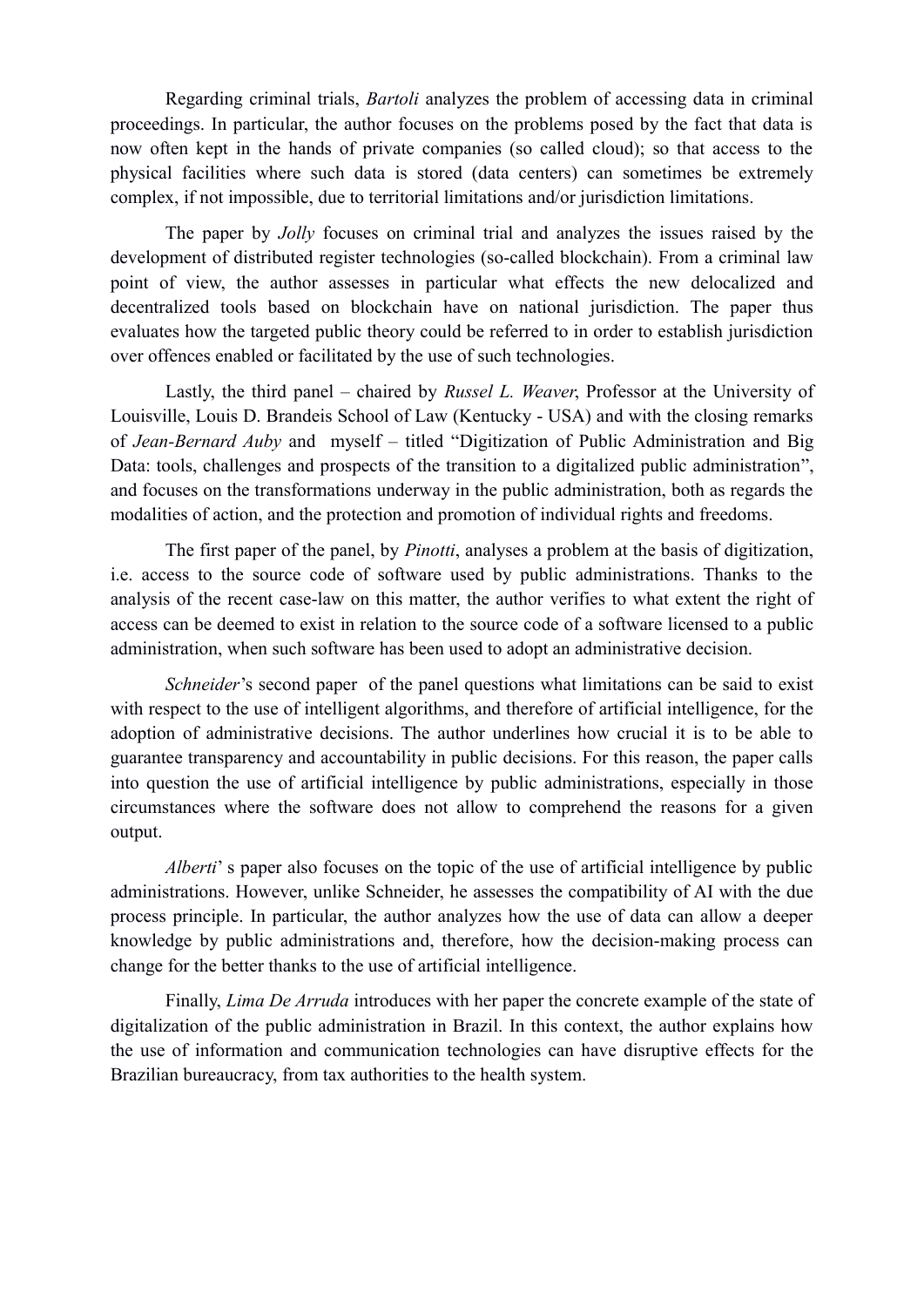Regarding criminal trials, *Bartoli* analyzes the problem of accessing data in criminal proceedings. In particular, the author focuses on the problems posed by the fact that data is now often kept in the hands of private companies (so called cloud); so that access to the physical facilities where such data is stored (data centers) can sometimes be extremely complex, if not impossible, due to territorial limitations and/or jurisdiction limitations.

The paper by *Jolly* focuses on criminal trial and analyzes the issues raised by the development of distributed register technologies (so-called blockchain). From a criminal law point of view, the author assesses in particular what effects the new delocalized and decentralized tools based on blockchain have on national jurisdiction. The paper thus evaluates how the targeted public theory could be referred to in order to establish jurisdiction over offences enabled or facilitated by the use of such technologies.

Lastly, the third panel – chaired by *Russel L. Weaver*, Professor at the University of Louisville, Louis D. Brandeis School of Law (Kentucky - USA) and with the closing remarks of *Jean-Bernard Auby* and myself – titled "Digitization of Public Administration and Big Data: tools, challenges and prospects of the transition to a digitalized public administration", and focuses on the transformations underway in the public administration, both as regards the modalities of action, and the protection and promotion of individual rights and freedoms.

The first paper of the panel, by *Pinotti*, analyses a problem at the basis of digitization, i.e. access to the source code of software used by public administrations. Thanks to the analysis of the recent case-law on this matter, the author verifies to what extent the right of access can be deemed to exist in relation to the source code of a software licensed to a public administration, when such software has been used to adopt an administrative decision.

*Schneider*'s second paper of the panel questions what limitations can be said to exist with respect to the use of intelligent algorithms, and therefore of artificial intelligence, for the adoption of administrative decisions. The author underlines how crucial it is to be able to guarantee transparency and accountability in public decisions. For this reason, the paper calls into question the use of artificial intelligence by public administrations, especially in those circumstances where the software does not allow to comprehend the reasons for a given output.

*Alberti*' s paper also focuses on the topic of the use of artificial intelligence by public administrations. However, unlike Schneider, he assesses the compatibility of AI with the due process principle. In particular, the author analyzes how the use of data can allow a deeper knowledge by public administrations and, therefore, how the decision-making process can change for the better thanks to the use of artificial intelligence.

Finally, *Lima De Arruda* introduces with her paper the concrete example of the state of digitalization of the public administration in Brazil. In this context, the author explains how the use of information and communication technologies can have disruptive effects for the Brazilian bureaucracy, from tax authorities to the health system.